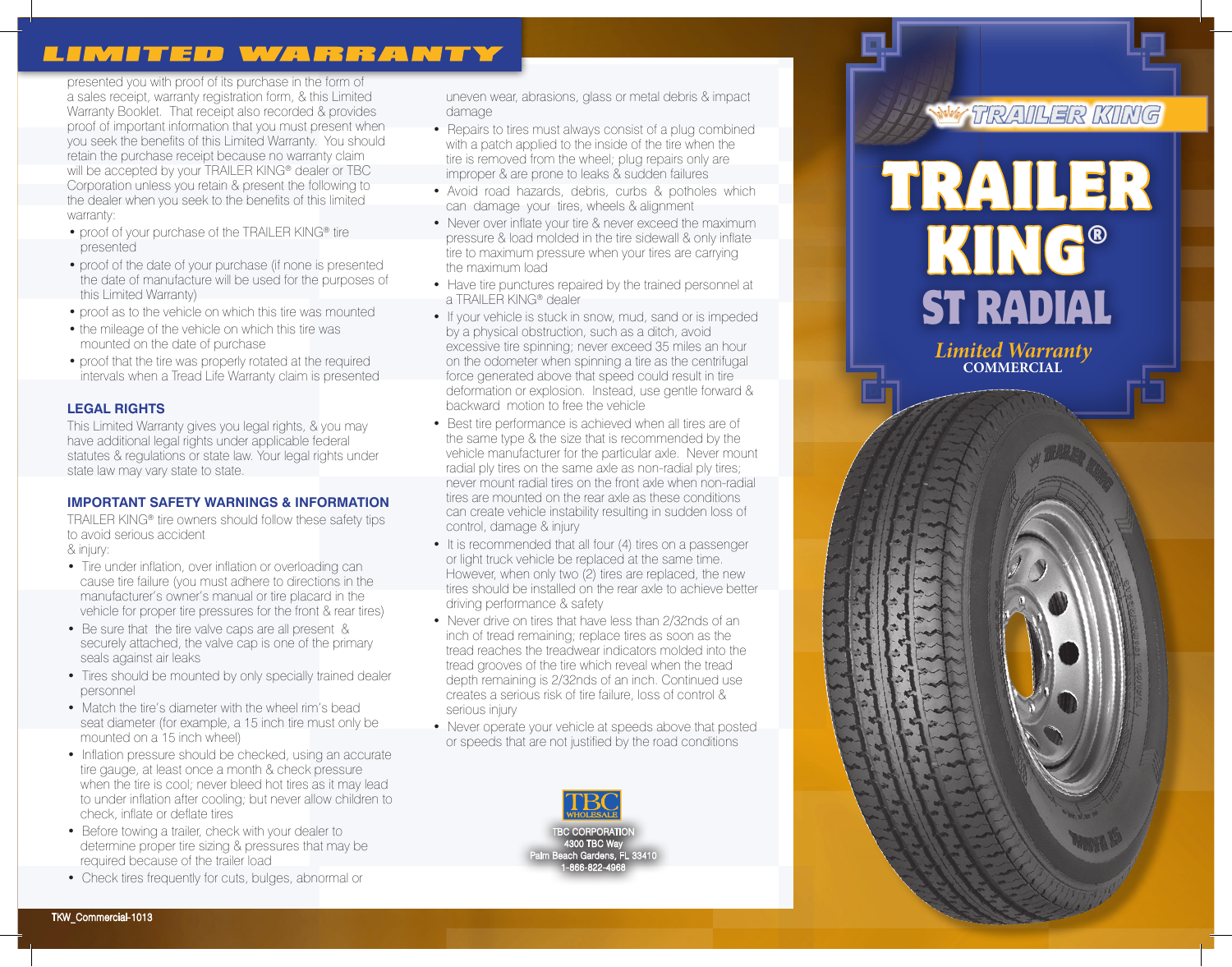# LIMITED WARRANTY

presented you with proof of its purchase in the form of a sales receipt, warranty registration form, & this Limited Warranty Booklet. That receipt also recorded & provides proof of important information that you must present when you seek the benefits of this Limited Warranty. You should retain the purchase receipt because no warranty claim will be accepted by your TRAILER KING® dealer or TBC Corporation unless you retain & present the following to the dealer when you seek to the benefits of this limited warranty:

- proof of your purchase of the TRAILER KING® tire presented
- proof of the date of your purchase (if none is presented the date of manufacture will be used for the purposes of this Limited Warranty)
- proof as to the vehicle on which this tire was mounted
- the mileage of the vehicle on which this tire was mounted on the date of purchase
- proof that the tire was properly rotated at the required intervals when a Tread Life Warranty claim is presented

### LEGAL RIGHTS

This Limited Warranty gives you legal rights, & you may have additional legal rights under applicable federal statutes & regulations or state law. Your legal rights under state law may vary state to state.

### IMPORTANT SAFETY WARNINGS & INFORMATION

TRAILER KING® tire owners should follow these safety tips to avoid serious accident & injury:

- Tire under inflation, over inflation or overloading can cause tire failure (you must adhere to directions in the manufacturer's owner's manual or tire placard in the vehicle for proper tire pressures for the front & rear tires)
- Be sure that the tire valve caps are all present & securely attached, the valve cap is one of the primary seals against air leaks
- Tires should be mounted by only specially trained dealer personnel
- Match the tire's diameter with the wheel rim's bead seat diameter (for example, a 15 inch tire must only be mounted on a 15 inch wheel)
- Inflation pressure should be checked, using an accurate tire gauge, at least once a month & check pressure when the tire is cool; never bleed hot tires as it may lead to under inflation after cooling; but never allow children to check, inflate or deflate tires
- Before towing a trailer, check with your dealer to determine proper tire sizing & pressures that may be required because of the trailer load
- Check tires frequently for cuts, bulges, abnormal or uneven wear, abrasions, glass or metal debris & impact damage
- Repairs to tires must always consist of a plug combined with a patch applied to the inside of the tire when the tire is removed from the wheel; plug repairs only are improper & are prone to leaks & sudden failures
- Avoid road hazards, debris, curbs & potholes which can damage your tires, wheels & alignment
- Never over inflate your tire & never exceed the maximum pressure & load molded in the tire sidewall & only inflate tire to maximum pressure when your tires are carrying the maximum load
- Have tire punctures repaired by the trained personnel at a TRAILER KING® dealer
- If your vehicle is stuck in snow, mud, sand or is impeded by a physical obstruction, such as a ditch, avoid excessive tire spinning; never exceed 35 miles an hour on the odometer when spinning a tire as the centrifugal force generated above that speed could result in tire deformation or explosion. Instead, use gentle forward & backward motion to free the vehicle
- Best tire performance is achieved when all tires are of the same type & the size that is recommended by the vehicle manufacturer for the particular axle. Never mount radial ply tires on the same axle as non-radial ply tires; never mount radial tires on the front axle when non-radial tires are mounted on the rear axle as these conditions can create vehicle instability resulting in sudden loss of control, damage & injury
- It is recommended that all four (4) tires on a passenger or light truck vehicle be replaced at the same time. However, when only two (2) tires are replaced, the new tires should be installed on the rear axle to achieve better driving performance & safety
- Never drive on tires that have less than 2/32nds of an inch of tread remaining; replace tires as soon as the tread reaches the treadwear indicators molded into the tread grooves of the tire which reveal when the tread depth remaining is 2/32nds of an inch. Continued use creates a serious risk of tire failure, loss of control & serious injury
- Never operate your vehicle at speeds above that posted or speeds that are not justified by the road conditions

TBC WHOLESALE
TBC CORPORATION
4300 TBC Way
Palm Beach Gardens, FL 33410
1-866-822-4968

TKW_Commercial-1013

TRAILER KING

# TRAILER KING®
## ST RADIAL

*Limited Warranty*
**COMMERCIAL**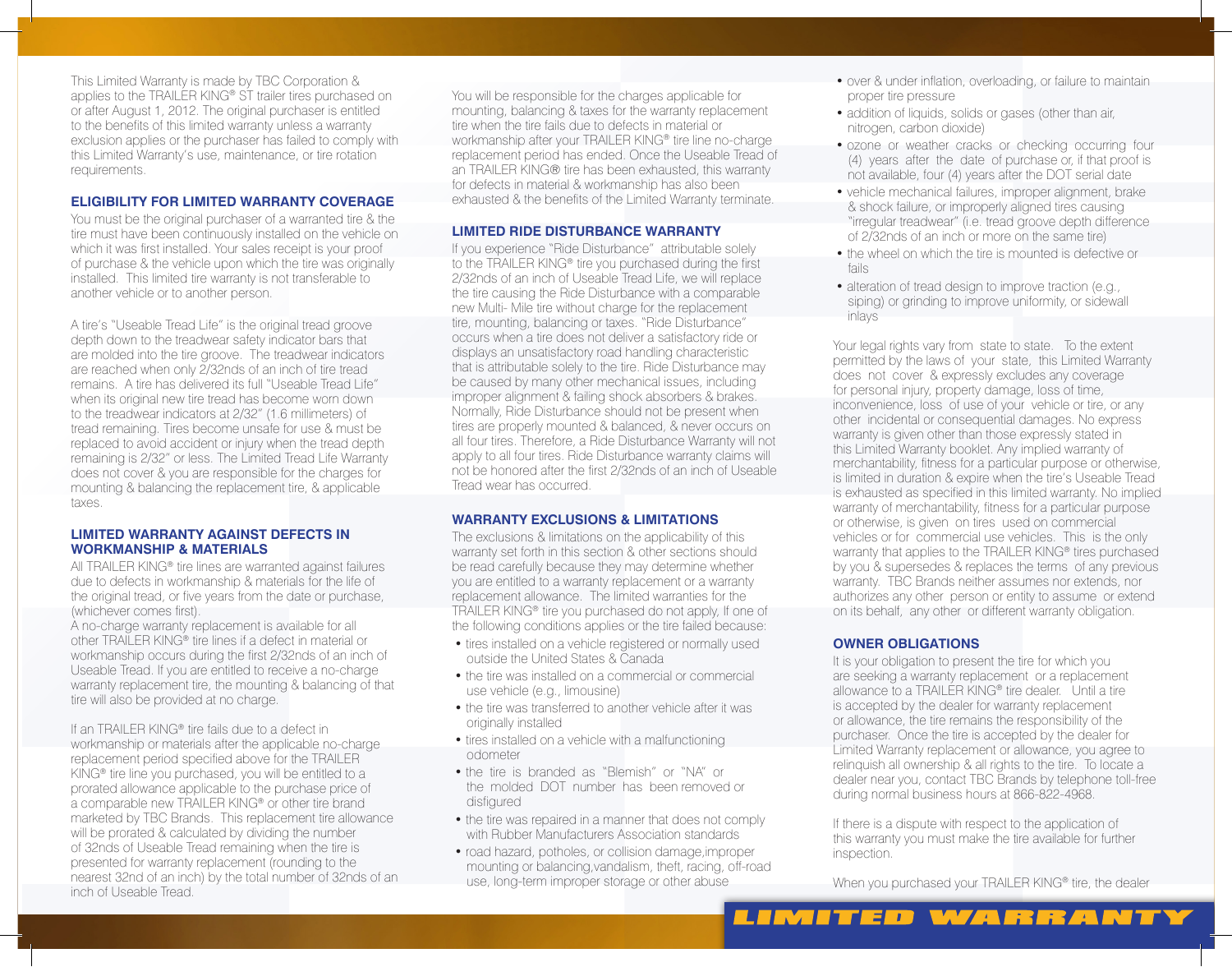This Limited Warranty is made by TBC Corporation & applies to the TRAILER KING® ST trailer tires purchased on or after August 1, 2012. The original purchaser is entitled to the benefits of this limited warranty unless a warranty exclusion applies or the purchaser has failed to comply with this Limited Warranty's use, maintenance, or tire rotation requirements.

## ELIGIBILITY FOR LIMITED WARRANTY COVERAGE

You must be the original purchaser of a warranted tire & the tire must have been continuously installed on the vehicle on which it was first installed. Your sales receipt is your proof of purchase & the vehicle upon which the tire was originally installed. This limited tire warranty is not transferable to another vehicle or to another person.

A tire's "Useable Tread Life" is the original tread groove depth down to the treadwear safety indicator bars that are molded into the tire groove. The treadwear indicators are reached when only 2/32nds of an inch of tire tread remains. A tire has delivered its full "Useable Tread Life" when its original new tire tread has become worn down to the treadwear indicators at 2/32" (1.6 millimeters) of tread remaining. Tires become unsafe for use & must be replaced to avoid accident or injury when the tread depth remaining is 2/32" or less. The Limited Tread Life Warranty does not cover & you are responsible for the charges for mounting & balancing the replacement tire, & applicable taxes.

## LIMITED WARRANTY AGAINST DEFECTS IN WORKMANSHIP & MATERIALS

All TRAILER KING® tire lines are warranted against failures due to defects in workmanship & materials for the life of the original tread, or five years from the date or purchase, (whichever comes first).

A no-charge warranty replacement is available for all other TRAILER KING® tire lines if a defect in material or workmanship occurs during the first 2/32nds of an inch of Useable Tread. If you are entitled to receive a no-charge warranty replacement tire, the mounting & balancing of that tire will also be provided at no charge.

If an TRAILER KING® tire fails due to a defect in workmanship or materials after the applicable no-charge replacement period specified above for the TRAILER KING® tire line you purchased, you will be entitled to a prorated allowance applicable to the purchase price of a comparable new TRAILER KING® or other tire brand marketed by TBC Brands. This replacement tire allowance will be prorated & calculated by dividing the number of 32nds of Useable Tread remaining when the tire is presented for warranty replacement (rounding to the nearest 32nd of an inch) by the total number of 32nds of an inch of Useable Tread.

You will be responsible for the charges applicable for mounting, balancing & taxes for the warranty replacement tire when the tire fails due to defects in material or workmanship after your TRAILER KING® tire line no-charge replacement period has ended. Once the Useable Tread of an TRAILER KING® tire has been exhausted, this warranty for defects in material & workmanship has also been exhausted & the benefits of the Limited Warranty terminate.

## LIMITED RIDE DISTURBANCE WARRANTY

If you experience "Ride Disturbance" attributable solely to the TRAILER KING® tire you purchased during the first 2/32nds of an inch of Useable Tread Life, we will replace the tire causing the Ride Disturbance with a comparable new Multi- Mile tire without charge for the replacement tire, mounting, balancing or taxes. "Ride Disturbance" occurs when a tire does not deliver a satisfactory ride or displays an unsatisfactory road handling characteristic that is attributable solely to the tire. Ride Disturbance may be caused by many other mechanical issues, including improper alignment & failing shock absorbers & brakes. Normally, Ride Disturbance should not be present when tires are properly mounted & balanced, & never occurs on all four tires. Therefore, a Ride Disturbance Warranty will not apply to all four tires. Ride Disturbance warranty claims will not be honored after the first 2/32nds of an inch of Useable Tread wear has occurred.

## WARRANTY EXCLUSIONS & LIMITATIONS

The exclusions & limitations on the applicability of this warranty set forth in this section & other sections should be read carefully because they may determine whether you are entitled to a warranty replacement or a warranty replacement allowance. The limited warranties for the TRAILER KING® tire you purchased do not apply, If one of the following conditions applies or the tire failed because:

- tires installed on a vehicle registered or normally used outside the United States & Canada
- the tire was installed on a commercial or commercial use vehicle (e.g., limousine)
- the tire was transferred to another vehicle after it was originally installed
- tires installed on a vehicle with a malfunctioning odometer
- the tire is branded as "Blemish" or "NA" or the molded DOT number has been removed or disfigured
- the tire was repaired in a manner that does not comply with Rubber Manufacturers Association standards
- road hazard, potholes, or collision damage,improper mounting or balancing,vandalism, theft, racing, off-road use, long-term improper storage or other abuse
- over & under inflation, overloading, or failure to maintain proper tire pressure
- addition of liquids, solids or gases (other than air, nitrogen, carbon dioxide)
- ozone or weather cracks or checking occurring four (4) years after the date of purchase or, if that proof is not available, four (4) years after the DOT serial date
- vehicle mechanical failures, improper alignment, brake & shock failure, or improperly aligned tires causing "irregular treadwear" (i.e. tread groove depth difference of 2/32nds of an inch or more on the same tire)
- the wheel on which the tire is mounted is defective or fails
- alteration of tread design to improve traction (e.g., siping) or grinding to improve uniformity, or sidewall inlays

Your legal rights vary from state to state. To the extent permitted by the laws of your state, this Limited Warranty does not cover & expressly excludes any coverage for personal injury, property damage, loss of time, inconvenience, loss of use of your vehicle or tire, or any other incidental or consequential damages. No express warranty is given other than those expressly stated in this Limited Warranty booklet. Any implied warranty of merchantability, fitness for a particular purpose or otherwise, is limited in duration & expire when the tire's Useable Tread is exhausted as specified in this limited warranty. No implied warranty of merchantability, fitness for a particular purpose or otherwise, is given on tires used on commercial vehicles or for commercial use vehicles. This is the only warranty that applies to the TRAILER KING® tires purchased by you & supersedes & replaces the terms of any previous warranty. TBC Brands neither assumes nor extends, nor authorizes any other person or entity to assume or extend on its behalf, any other or different warranty obligation.

## OWNER OBLIGATIONS

It is your obligation to present the tire for which you are seeking a warranty replacement or a replacement allowance to a TRAILER KING® tire dealer. Until a tire is accepted by the dealer for warranty replacement or allowance, the tire remains the responsibility of the purchaser. Once the tire is accepted by the dealer for Limited Warranty replacement or allowance, you agree to relinquish all ownership & all rights to the tire. To locate a dealer near you, contact TBC Brands by telephone toll-free during normal business hours at 866-822-4968.

If there is a dispute with respect to the application of this warranty you must make the tire available for further inspection.

When you purchased your TRAILER KING® tire, the dealer

LIMITED WARRANTY